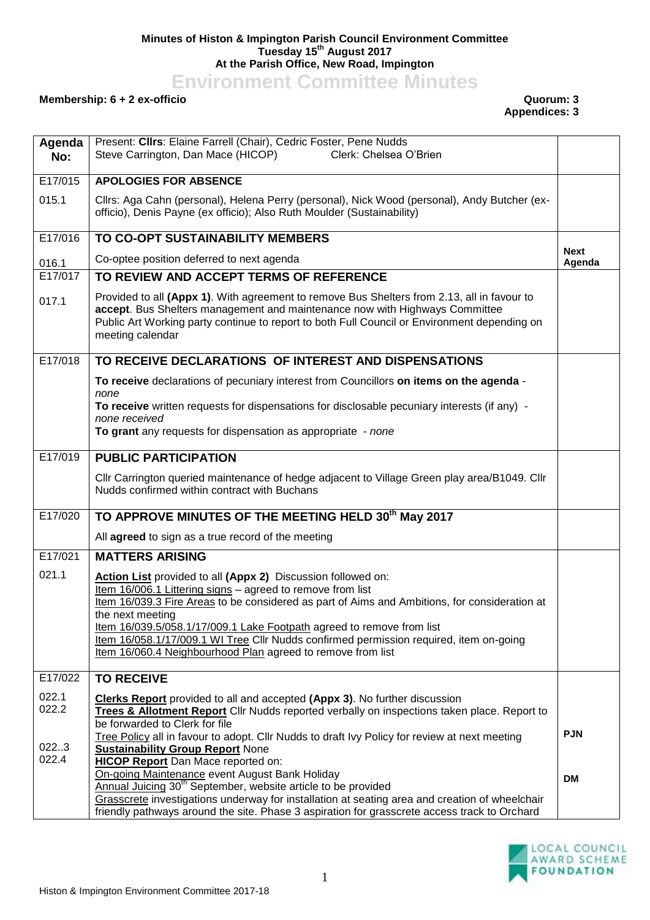**Minutes of Histon & Impington Parish Council Environment Committee**
**Tuesday 15th August 2017**
**At the Parish Office, New Road, Impington**

# Environment Committee Minutes

**Membership: 6 + 2 ex-officio** **Quorum: 3**
**Appendices: 3**

| Agenda No: | Present: **Cllrs**: Elaine Farrell (Chair), Cedric Foster, Pene Nudds<br>Steve Carrington, Dan Mace (HICOP) Clerk: Chelsea O'Brien | |
|---|---|---|
| E17/015 | **APOLOGIES FOR ABSENCE** | |
| 015.1 | Cllrs: Aga Cahn (personal), Helena Perry (personal), Nick Wood (personal), Andy Butcher (ex-officio), Denis Payne (ex officio); Also Ruth Moulder (Sustainability) | |
| E17/016 | **TO CO-OPT SUSTAINABILITY MEMBERS** | |
| 016.1 | Co-optee position deferred to next agenda | **Next Agenda** |
| E17/017 | **TO REVIEW AND ACCEPT TERMS OF REFERENCE** | |
| 017.1 | Provided to all **(Appx 1)**. With agreement to remove Bus Shelters from 2.13, all in favour to **accept**. Bus Shelters management and maintenance now with Highways Committee<br>Public Art Working party continue to report to both Full Council or Environment depending on meeting calendar | |
| E17/018 | **TO RECEIVE DECLARATIONS OF INTEREST AND DISPENSATIONS** | |
| | **To receive** declarations of pecuniary interest from Councillors **on items on the agenda** - *none*<br>**To receive** written requests for dispensations for disclosable pecuniary interests (if any) - *none received*<br>**To grant** any requests for dispensation as appropriate - *none* | |
| E17/019 | **PUBLIC PARTICIPATION** | |
| | Cllr Carrington queried maintenance of hedge adjacent to Village Green play area/B1049. Cllr Nudds confirmed within contract with Buchans | |
| E17/020 | **TO APPROVE MINUTES OF THE MEETING HELD 30th May 2017** | |
| | All **agreed** to sign as a true record of the meeting | |
| E17/021 | **MATTERS ARISING** | |
| 021.1 | **Action List** provided to all **(Appx 2)** Discussion followed on:<br>Item 16/006.1 Littering signs – agreed to remove from list<br>Item 16/039.3 Fire Areas to be considered as part of Aims and Ambitions, for consideration at the next meeting<br>Item 16/039.5/058.1/17/009.1 Lake Footpath agreed to remove from list<br>Item 16/058.1/17/009.1 WI Tree Cllr Nudds confirmed permission required, item on-going<br>Item 16/060.4 Neighbourhood Plan agreed to remove from list | |
| E17/022 | **TO RECEIVE** | |
| 022.1<br>022.2<br><br><br>022..3<br>022.4 | **Clerks Report** provided to all and accepted **(Appx 3)**. No further discussion<br>**Trees & Allotment Report** Cllr Nudds reported verbally on inspections taken place. Report to be forwarded to Clerk for file<br>Tree Policy all in favour to adopt. Cllr Nudds to draft Ivy Policy for review at next meeting<br>**Sustainability Group Report** None<br>**HICOP Report** Dan Mace reported on:<br>On-going Maintenance event August Bank Holiday<br>Annual Juicing 30th September, website article to be provided<br>Grasscrete investigations underway for installation at seating area and creation of wheelchair friendly pathways around the site. Phase 3 aspiration for grasscrete access track to Orchard | <br><br><br>**PJN**<br><br><br>**DM** |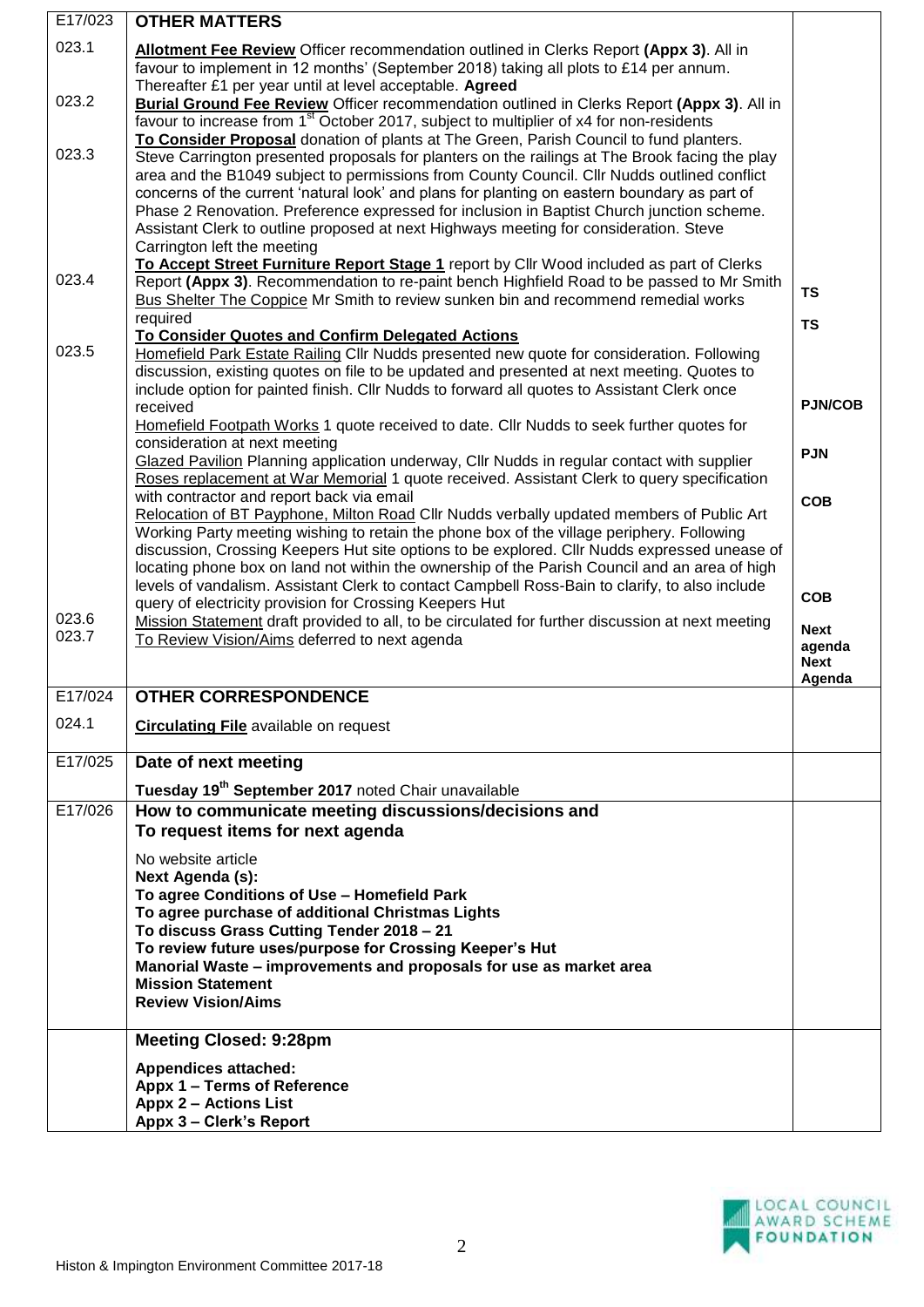| | | |
|---|---|---|
| E17/023 | **OTHER MATTERS** | |
| 023.1 | **Allotment Fee Review** Officer recommendation outlined in Clerks Report **(Appx 3)**. All in favour to implement in 12 months' (September 2018) taking all plots to £14 per annum. Thereafter £1 per year until at level acceptable. **Agreed** | |
| 023.2 | **Burial Ground Fee Review** Officer recommendation outlined in Clerks Report **(Appx 3)**. All in favour to increase from 1st October 2017, subject to multiplier of x4 for non-residents | |
| 023.3 | **To Consider Proposal** donation of plants at The Green, Parish Council to fund planters. Steve Carrington presented proposals for planters on the railings at The Brook facing the play area and the B1049 subject to permissions from County Council. Cllr Nudds outlined conflict concerns of the current 'natural look' and plans for planting on eastern boundary as part of Phase 2 Renovation. Preference expressed for inclusion in Baptist Church junction scheme. Assistant Clerk to outline proposed at next Highways meeting for consideration. Steve Carrington left the meeting | |
| 023.4 | **To Accept Street Furniture Report Stage 1** report by Cllr Wood included as part of Clerks Report **(Appx 3)**. Recommendation to re-paint bench Highfield Road to be passed to Mr Smith<br>Bus Shelter The Coppice Mr Smith to review sunken bin and recommend remedial works required | **TS**<br><br>**TS** |
| 023.5 | **To Consider Quotes and Confirm Delegated Actions**<br>Homefield Park Estate Railing Cllr Nudds presented new quote for consideration. Following discussion, existing quotes on file to be updated and presented at next meeting. Quotes to include option for painted finish. Cllr Nudds to forward all quotes to Assistant Clerk once received<br>Homefield Footpath Works 1 quote received to date. Cllr Nudds to seek further quotes for consideration at next meeting<br>Glazed Pavilion Planning application underway, Cllr Nudds in regular contact with supplier<br>Roses replacement at War Memorial 1 quote received. Assistant Clerk to query specification with contractor and report back via email<br>Relocation of BT Payphone, Milton Road Cllr Nudds verbally updated members of Public Art Working Party meeting wishing to retain the phone box of the village periphery. Following discussion, Crossing Keepers Hut site options to be explored. Cllr Nudds expressed unease of locating phone box on land not within the ownership of the Parish Council and an area of high levels of vandalism. Assistant Clerk to contact Campbell Ross-Bain to clarify, to also include query of electricity provision for Crossing Keepers Hut | **PJN/COB**<br><br>**PJN**<br><br>**COB**<br><br>**COB** |
| 023.6 | Mission Statement draft provided to all, to be circulated for further discussion at next meeting | **Next agenda** |
| 023.7 | To Review Vision/Aims deferred to next agenda | **Next Agenda** |
| E17/024 | **OTHER CORRESPONDENCE** | |
| 024.1 | **Circulating File** available on request | |
| E17/025 | **Date of next meeting**<br>**Tuesday 19th September 2017** noted Chair unavailable | |
| E17/026 | **How to communicate meeting discussions/decisions and To request items for next agenda**<br>No website article<br>**Next Agenda (s):**<br>**To agree Conditions of Use – Homefield Park**<br>**To agree purchase of additional Christmas Lights**<br>**To discuss Grass Cutting Tender 2018 – 21**<br>**To review future uses/purpose for Crossing Keeper's Hut**<br>**Manorial Waste – improvements and proposals for use as market area**<br>**Mission Statement**<br>**Review Vision/Aims** | |
| | **Meeting Closed: 9:28pm**<br>**Appendices attached:**<br>**Appx 1 – Terms of Reference**<br>**Appx 2 – Actions List**<br>**Appx 3 – Clerk's Report** | |